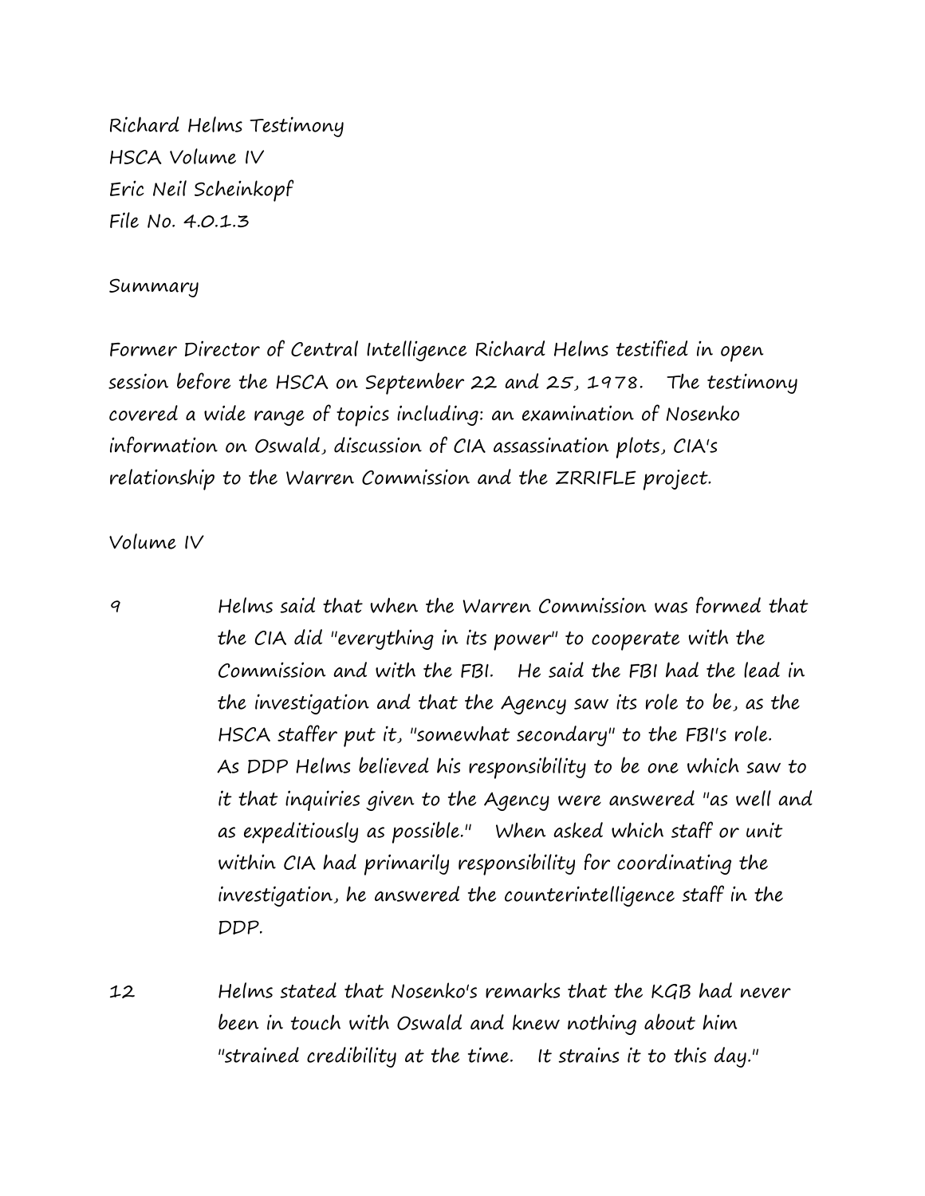Richard Helms Testimony
HSCA Volume IV
Eric Neil Scheinkopf
File No. 4.0.1.3

Summary

Former Director of Central Intelligence Richard Helms testified in open session before the HSCA on September 22 and 25, 1978. The testimony covered a wide range of topics including: an examination of Nosenko information on Oswald, discussion of CIA assassination plots, CIA's relationship to the Warren Commission and the ZRRIFLE project.

Volume IV

9 Helms said that when the Warren Commission was formed that the CIA did "everything in its power" to cooperate with the Commission and with the FBI. He said the FBI had the lead in the investigation and that the Agency saw its role to be, as the HSCA staffer put it, "somewhat secondary" to the FBI's role. As DDP Helms believed his responsibility to be one which saw to it that inquiries given to the Agency were answered "as well and as expeditiously as possible." When asked which staff or unit within CIA had primarily responsibility for coordinating the investigation, he answered the counterintelligence staff in the DDP.

12 Helms stated that Nosenko's remarks that the KGB had never been in touch with Oswald and knew nothing about him "strained credibility at the time. It strains it to this day."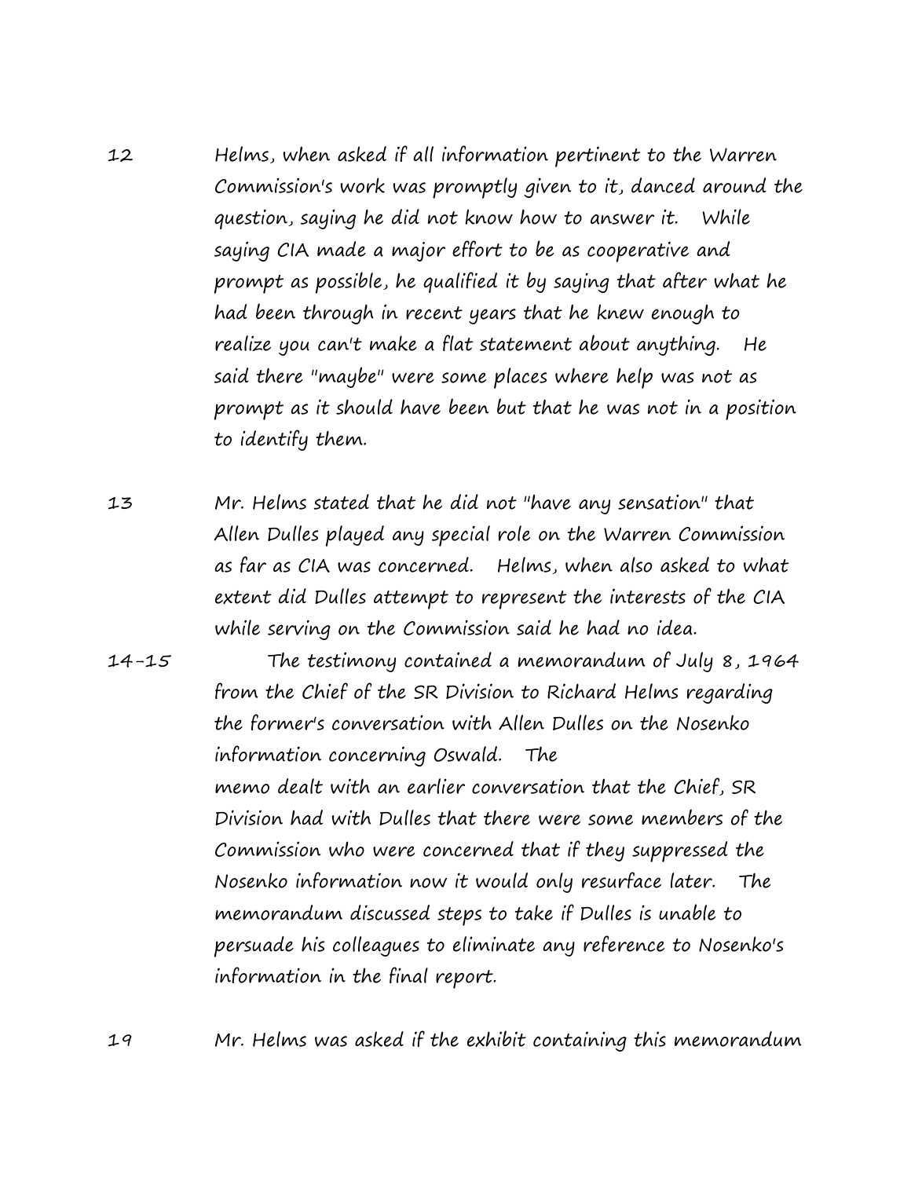12 Helms, when asked if all information pertinent to the Warren Commission's work was promptly given to it, danced around the question, saying he did not know how to answer it. While saying CIA made a major effort to be as cooperative and prompt as possible, he qualified it by saying that after what he had been through in recent years that he knew enough to realize you can't make a flat statement about anything. He said there "maybe" were some places where help was not as prompt as it should have been but that he was not in a position to identify them.

13 Mr. Helms stated that he did not "have any sensation" that Allen Dulles played any special role on the Warren Commission as far as CIA was concerned. Helms, when also asked to what extent did Dulles attempt to represent the interests of the CIA while serving on the Commission said he had no idea.

14-15 The testimony contained a memorandum of July 8, 1964 from the Chief of the SR Division to Richard Helms regarding the former's conversation with Allen Dulles on the Nosenko information concerning Oswald. The memo dealt with an earlier conversation that the Chief, SR Division had with Dulles that there were some members of the Commission who were concerned that if they suppressed the Nosenko information now it would only resurface later. The memorandum discussed steps to take if Dulles is unable to persuade his colleagues to eliminate any reference to Nosenko's information in the final report.

19 Mr. Helms was asked if the exhibit containing this memorandum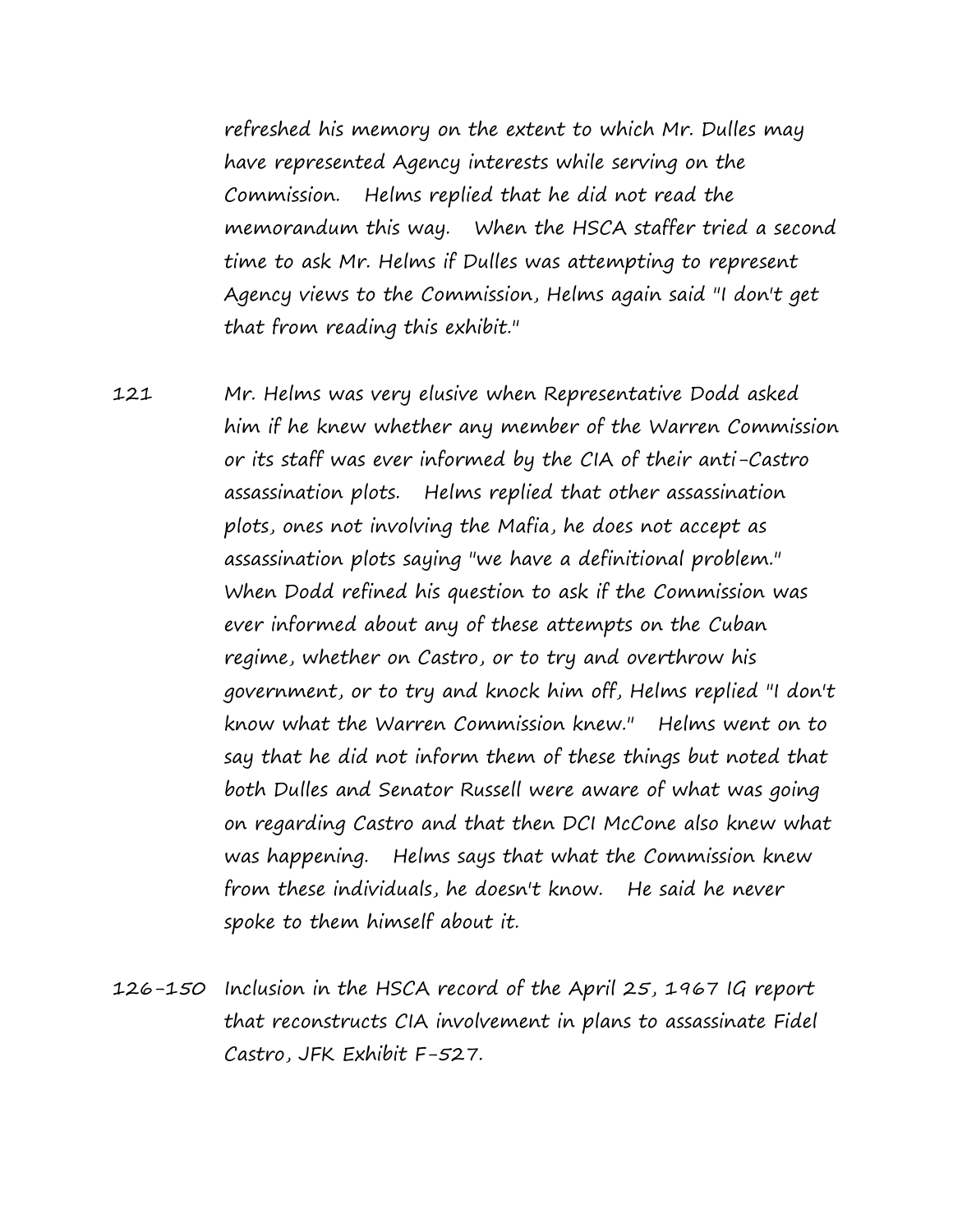refreshed his memory on the extent to which Mr. Dulles may have represented Agency interests while serving on the Commission. Helms replied that he did not read the memorandum this way. When the HSCA staffer tried a second time to ask Mr. Helms if Dulles was attempting to represent Agency views to the Commission, Helms again said "I don't get that from reading this exhibit."

121 Mr. Helms was very elusive when Representative Dodd asked him if he knew whether any member of the Warren Commission or its staff was ever informed by the CIA of their anti-Castro assassination plots. Helms replied that other assassination plots, ones not involving the Mafia, he does not accept as assassination plots saying "we have a definitional problem." When Dodd refined his question to ask if the Commission was ever informed about any of these attempts on the Cuban regime, whether on Castro, or to try and overthrow his government, or to try and knock him off, Helms replied "I don't know what the Warren Commission knew." Helms went on to say that he did not inform them of these things but noted that both Dulles and Senator Russell were aware of what was going on regarding Castro and that then DCI McCone also knew what was happening. Helms says that what the Commission knew from these individuals, he doesn't know. He said he never spoke to them himself about it.

126-150 Inclusion in the HSCA record of the April 25, 1967 IG report that reconstructs CIA involvement in plans to assassinate Fidel Castro, JFK Exhibit F-527.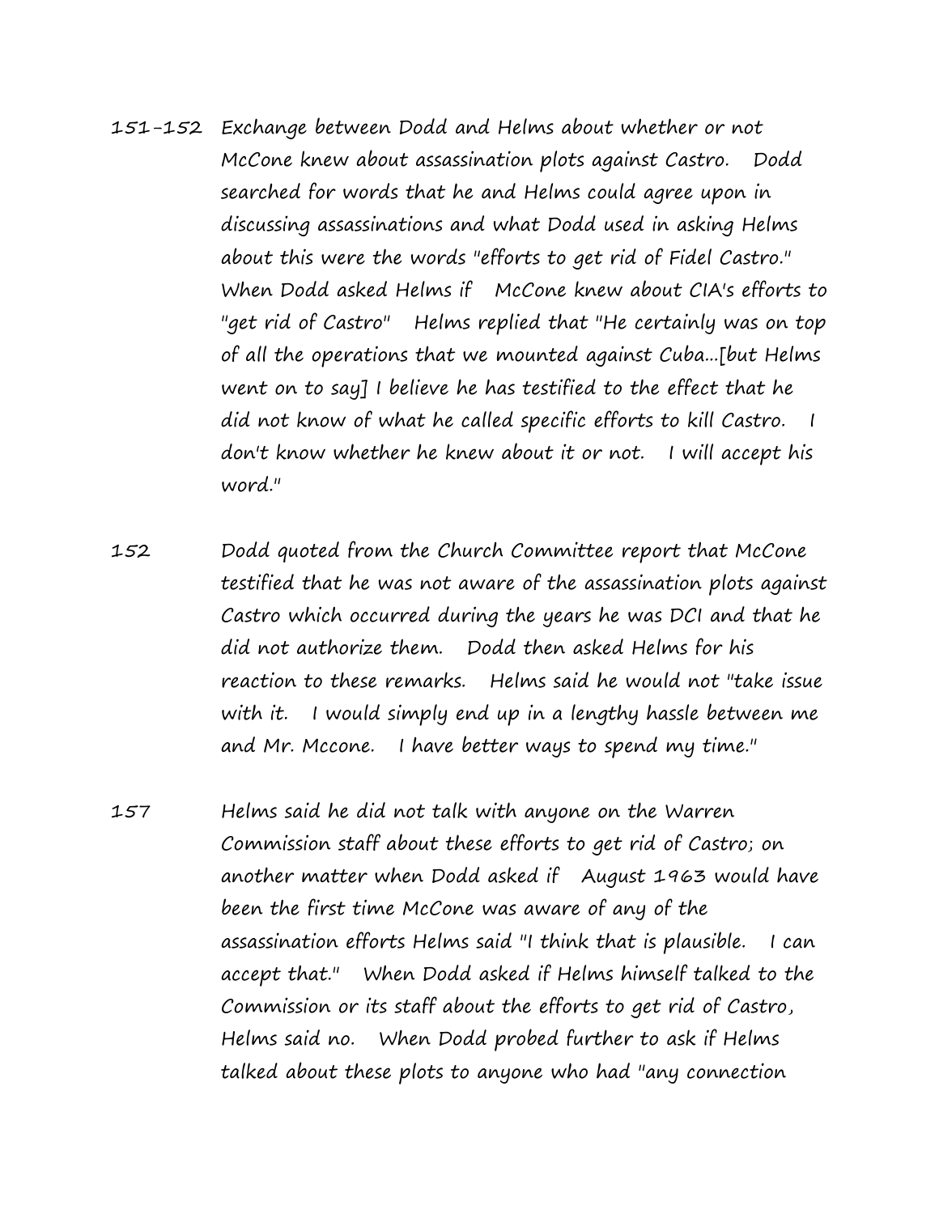151-152 Exchange between Dodd and Helms about whether or not McCone knew about assassination plots against Castro. Dodd searched for words that he and Helms could agree upon in discussing assassinations and what Dodd used in asking Helms about this were the words "efforts to get rid of Fidel Castro." When Dodd asked Helms if McCone knew about CIA's efforts to "get rid of Castro" Helms replied that "He certainly was on top of all the operations that we mounted against Cuba...[but Helms went on to say] I believe he has testified to the effect that he did not know of what he called specific efforts to kill Castro. I don't know whether he knew about it or not. I will accept his word."

152 Dodd quoted from the Church Committee report that McCone testified that he was not aware of the assassination plots against Castro which occurred during the years he was DCI and that he did not authorize them. Dodd then asked Helms for his reaction to these remarks. Helms said he would not "take issue with it. I would simply end up in a lengthy hassle between me and Mr. Mccone. I have better ways to spend my time."

157 Helms said he did not talk with anyone on the Warren Commission staff about these efforts to get rid of Castro; on another matter when Dodd asked if August 1963 would have been the first time McCone was aware of any of the assassination efforts Helms said "I think that is plausible. I can accept that." When Dodd asked if Helms himself talked to the Commission or its staff about the efforts to get rid of Castro, Helms said no. When Dodd probed further to ask if Helms talked about these plots to anyone who had "any connection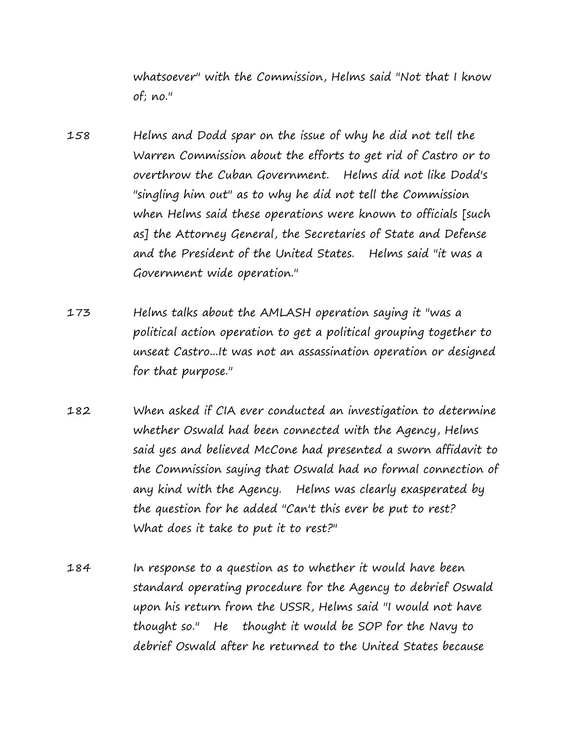whatsoever" with the Commission, Helms said "Not that I know of; no."

158 Helms and Dodd spar on the issue of why he did not tell the Warren Commission about the efforts to get rid of Castro or to overthrow the Cuban Government. Helms did not like Dodd's "singling him out" as to why he did not tell the Commission when Helms said these operations were known to officials [such as] the Attorney General, the Secretaries of State and Defense and the President of the United States. Helms said "it was a Government wide operation."

173 Helms talks about the AMLASH operation saying it "was a political action operation to get a political grouping together to unseat Castro...It was not an assassination operation or designed for that purpose."

182 When asked if CIA ever conducted an investigation to determine whether Oswald had been connected with the Agency, Helms said yes and believed McCone had presented a sworn affidavit to the Commission saying that Oswald had no formal connection of any kind with the Agency. Helms was clearly exasperated by the question for he added "Can't this ever be put to rest? What does it take to put it to rest?"

184 In response to a question as to whether it would have been standard operating procedure for the Agency to debrief Oswald upon his return from the USSR, Helms said "I would not have thought so." He thought it would be SOP for the Navy to debrief Oswald after he returned to the United States because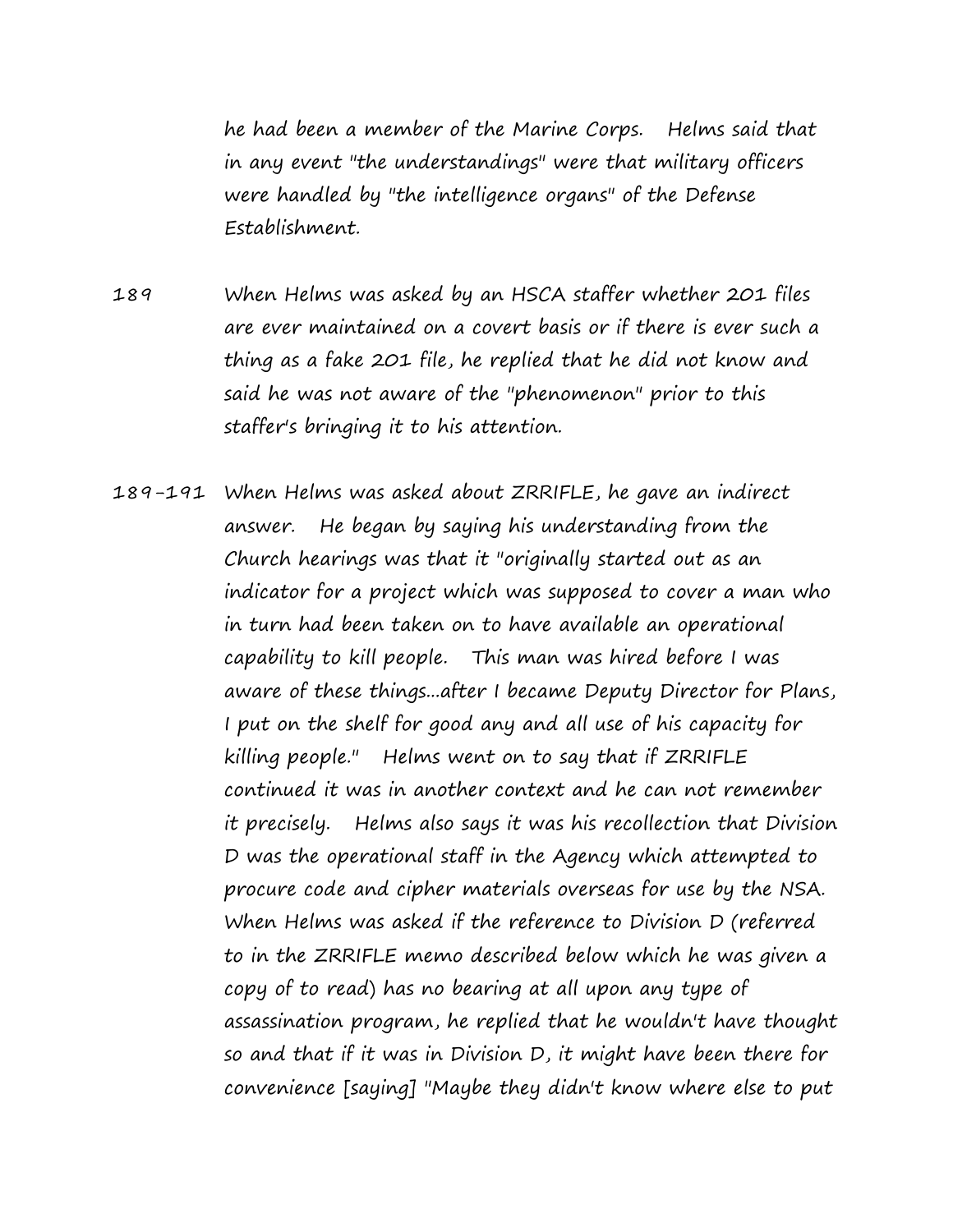he had been a member of the Marine Corps. Helms said that in any event "the understandings" were that military officers were handled by "the intelligence organs" of the Defense Establishment.

189 When Helms was asked by an HSCA staffer whether 201 files are ever maintained on a covert basis or if there is ever such a thing as a fake 201 file, he replied that he did not know and said he was not aware of the "phenomenon" prior to this staffer's bringing it to his attention.

189-191 When Helms was asked about ZRRIFLE, he gave an indirect answer. He began by saying his understanding from the Church hearings was that it "originally started out as an indicator for a project which was supposed to cover a man who in turn had been taken on to have available an operational capability to kill people. This man was hired before I was aware of these things...after I became Deputy Director for Plans, I put on the shelf for good any and all use of his capacity for killing people." Helms went on to say that if ZRRIFLE continued it was in another context and he can not remember it precisely. Helms also says it was his recollection that Division D was the operational staff in the Agency which attempted to procure code and cipher materials overseas for use by the NSA. When Helms was asked if the reference to Division D (referred to in the ZRRIFLE memo described below which he was given a copy of to read) has no bearing at all upon any type of assassination program, he replied that he wouldn't have thought so and that if it was in Division D, it might have been there for convenience [saying] "Maybe they didn't know where else to put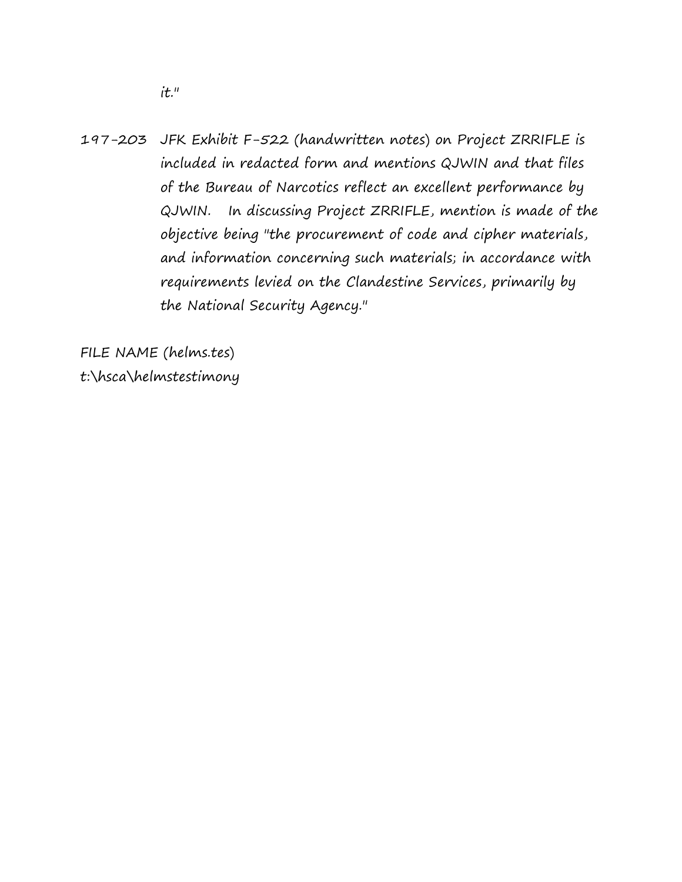it."

197-203 JFK Exhibit F-522 (handwritten notes) on Project ZRRIFLE is included in redacted form and mentions QJWIN and that files of the Bureau of Narcotics reflect an excellent performance by QJWIN. In discussing Project ZRRIFLE, mention is made of the objective being "the procurement of code and cipher materials, and information concerning such materials; in accordance with requirements levied on the Clandestine Services, primarily by the National Security Agency."

FILE NAME (helms.tes)
t:\hsca\helmstestimony